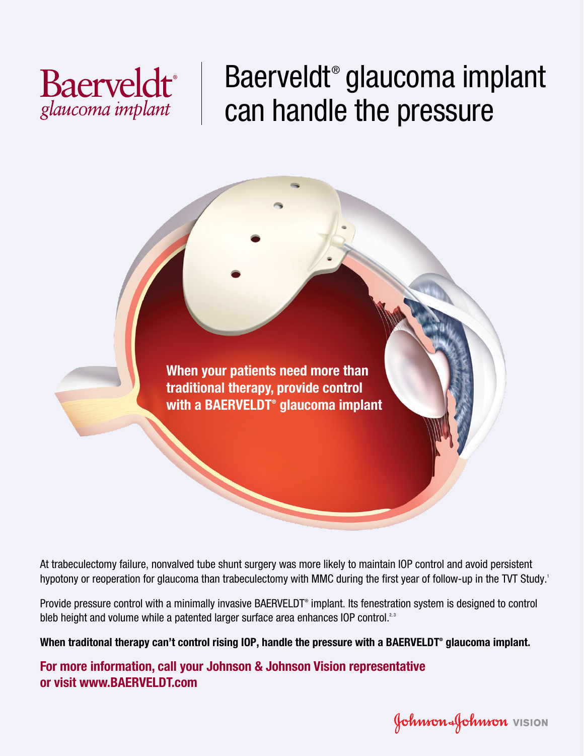Baerveldt®
*glaucoma implant*

# Baerveldt® glaucoma implant can handle the pressure

**When your patients need more than traditional therapy, provide control with a BAERVELDT® glaucoma implant**

At trabeculectomy failure, nonvalved tube shunt surgery was more likely to maintain IOP control and avoid persistent hypotony or reoperation for glaucoma than trabeculectomy with MMC during the first year of follow-up in the TVT Study.[1]

Provide pressure control with a minimally invasive BAERVELDT® implant. Its fenestration system is designed to control bleb height and volume while a patented larger surface area enhances IOP control.[2,3]

**When traditonal therapy can't control rising IOP, handle the pressure with a BAERVELDT® glaucoma implant.**

**For more information, call your Johnson & Johnson Vision representative or visit www.BAERVELDT.com**

Johnson & Johnson VISION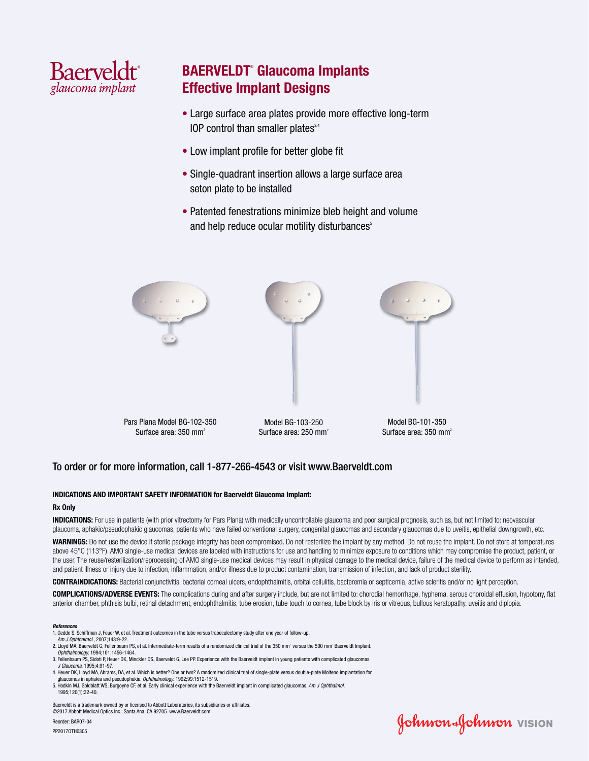Baerveldt® *glaucoma implant*

# BAERVELDT® Glaucoma Implants Effective Implant Designs

- Large surface area plates provide more effective long-term IOP control than smaller plates[2,4]
- Low implant profile for better globe fit
- Single-quadrant insertion allows a large surface area seton plate to be installed
- Patented fenestrations minimize bleb height and volume and help reduce ocular motility disturbances[5]

Pars Plana Model BG-102-350
Surface area: 350 mm²

Model BG-103-250
Surface area: 250 mm²

Model BG-101-350
Surface area: 350 mm²

## To order or for more information, call 1-877-266-4543 or visit www.Baerveldt.com

**INDICATIONS AND IMPORTANT SAFETY INFORMATION for Baerveldt Glaucoma Implant:**

**Rx Only**

**INDICATIONS:** For use in patients (with prior vitrectomy for Pars Plana) with medically uncontrollable glaucoma and poor surgical prognosis, such as, but not limited to: neovascular glaucoma, aphakic/pseudophakic glaucomas, patients who have failed conventional surgery, congenital glaucomas and secondary glaucomas due to uveitis, epithelial downgrowth, etc.

**WARNINGS:** Do not use the device if sterile package integrity has been compromised. Do not resterilize the implant by any method. Do not reuse the implant. Do not store at temperatures above 45°C (113°F). AMO single-use medical devices are labeled with instructions for use and handling to minimize exposure to conditions which may compromise the product, patient, or the user. The reuse/resterilization/reprocessing of AMO single-use medical devices may result in physical damage to the medical device, failure of the medical device to perform as intended, and patient illness or injury due to infection, inflammation, and/or illness due to product contamination, transmission of infection, and lack of product sterility.

**CONTRAINDICATIONS:** Bacterial conjunctivitis, bacterial corneal ulcers, endophthalmitis, orbital cellulitis, bacteremia or septicemia, active scleritis and/or no light perception.

**COMPLICATIONS/ADVERSE EVENTS:** The complications during and after surgery include, but are not limited to: chorodial hemorrhage, hyphema, serous choroidal effusion, hypotony, flat anterior chamber, phthisis bulbi, retinal detachment, endophthalmitis, tube erosion, tube touch to cornea, tube block by iris or vitreous, bullous keratopathy, uveitis and diplopia.

***References***

1. Gedde S, Schiffman J, Feuer W, et al. Treatment outcomes in the tube versus trabeculectomy study after one year of follow-up. *Am J Ophthalmol.*, 2007;143:9-22.
2. Lloyd MA, Baerveldt G, Fellenbaum PS, et al. Intermediate-term results of a randomized clinical trial of the 350 mm² versus the 500 mm² Baerveldt Implant. *Ophthalmology.* 1994;101:1456-1464.
3. Fellenbaum PS, Sidoti P, Heuer DK, Minckler DS, Baerveldt G, Lee PP. Experience with the Baerveldt implant in young patients with complicated glaucomas. *J Glaucoma.* 1995;4:91-97.
4. Heuer DK, Lloyd MA, Abrams, DA, et al. Which is better? One or two? A randomized clinical trial of single-plate versus double-plate Molteno implantation for glaucomas in aphkia and pseudophakia. *Ophthalmology.* 1992;99:1512-1519.
5. Hodkin MJ, Goldblatt WS, Burgoyne CF, et al. Early clinical experience with the Baerveldt implant in complicated glaucomas. *Am J Ophthalmol.* 1995;120(1):32-40.

Baerveldt is a trademark owned by or licensed to Abbott Laboratories, its subsidiaries or affiliates.
©2017 Abbott Medical Optics Inc., Santa Ana, CA 92705 www.Baerveldt.com

Reorder: BAR07-04

PP2017OTH0305

Johnson & Johnson VISION